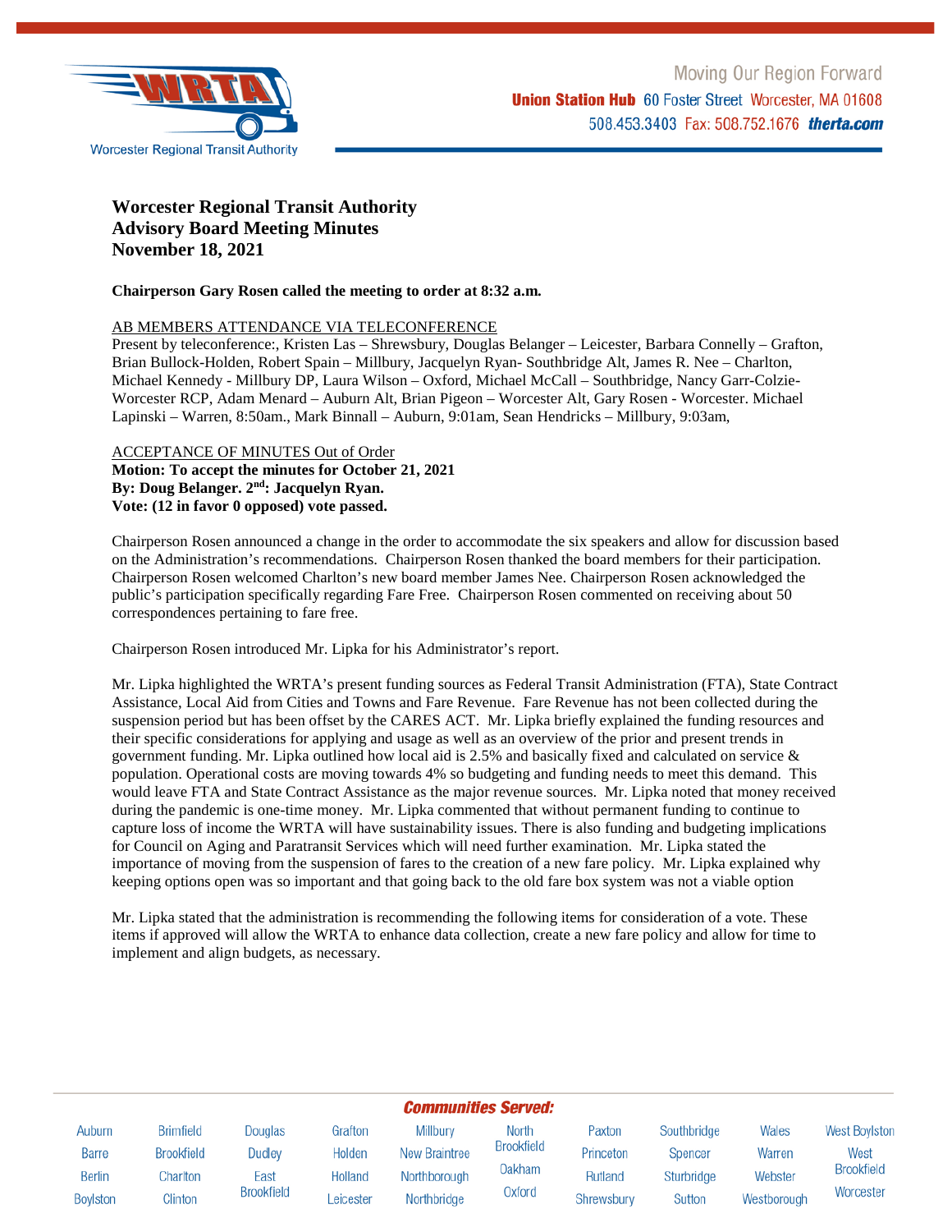# Worcester Regional Transit Authority
## Advisory Board Meeting Minutes
## November 18, 2021

**Chairperson Gary Rosen called the meeting to order at 8:32 a.m.**

AB MEMBERS ATTENDANCE VIA TELECONFERENCE

Present by teleconference:, Kristen Las – Shrewsbury, Douglas Belanger – Leicester, Barbara Connelly – Grafton, Brian Bullock-Holden, Robert Spain – Millbury, Jacquelyn Ryan- Southbridge Alt, James R. Nee – Charlton, Michael Kennedy - Millbury DP, Laura Wilson – Oxford, Michael McCall – Southbridge, Nancy Garr-Colzie- Worcester RCP, Adam Menard – Auburn Alt, Brian Pigeon – Worcester Alt, Gary Rosen - Worcester. Michael Lapinski – Warren, 8:50am., Mark Binnall – Auburn, 9:01am, Sean Hendricks – Millbury, 9:03am,

ACCEPTANCE OF MINUTES Out of Order

**Motion: To accept the minutes for October 21, 2021**
**By: Doug Belanger. 2nd: Jacquelyn Ryan.**
**Vote: (12 in favor 0 opposed) vote passed.**

Chairperson Rosen announced a change in the order to accommodate the six speakers and allow for discussion based on the Administration's recommendations. Chairperson Rosen thanked the board members for their participation. Chairperson Rosen welcomed Charlton's new board member James Nee. Chairperson Rosen acknowledged the public's participation specifically regarding Fare Free. Chairperson Rosen commented on receiving about 50 correspondences pertaining to fare free.

Chairperson Rosen introduced Mr. Lipka for his Administrator's report.

Mr. Lipka highlighted the WRTA's present funding sources as Federal Transit Administration (FTA), State Contract Assistance, Local Aid from Cities and Towns and Fare Revenue. Fare Revenue has not been collected during the suspension period but has been offset by the CARES ACT. Mr. Lipka briefly explained the funding resources and their specific considerations for applying and usage as well as an overview of the prior and present trends in government funding. Mr. Lipka outlined how local aid is 2.5% and basically fixed and calculated on service & population. Operational costs are moving towards 4% so budgeting and funding needs to meet this demand. This would leave FTA and State Contract Assistance as the major revenue sources. Mr. Lipka noted that money received during the pandemic is one-time money. Mr. Lipka commented that without permanent funding to continue to capture loss of income the WRTA will have sustainability issues. There is also funding and budgeting implications for Council on Aging and Paratransit Services which will need further examination. Mr. Lipka stated the importance of moving from the suspension of fares to the creation of a new fare policy. Mr. Lipka explained why keeping options open was so important and that going back to the old fare box system was not a viable option

Mr. Lipka stated that the administration is recommending the following items for consideration of a vote. These items if approved will allow the WRTA to enhance data collection, create a new fare policy and allow for time to implement and align budgets, as necessary.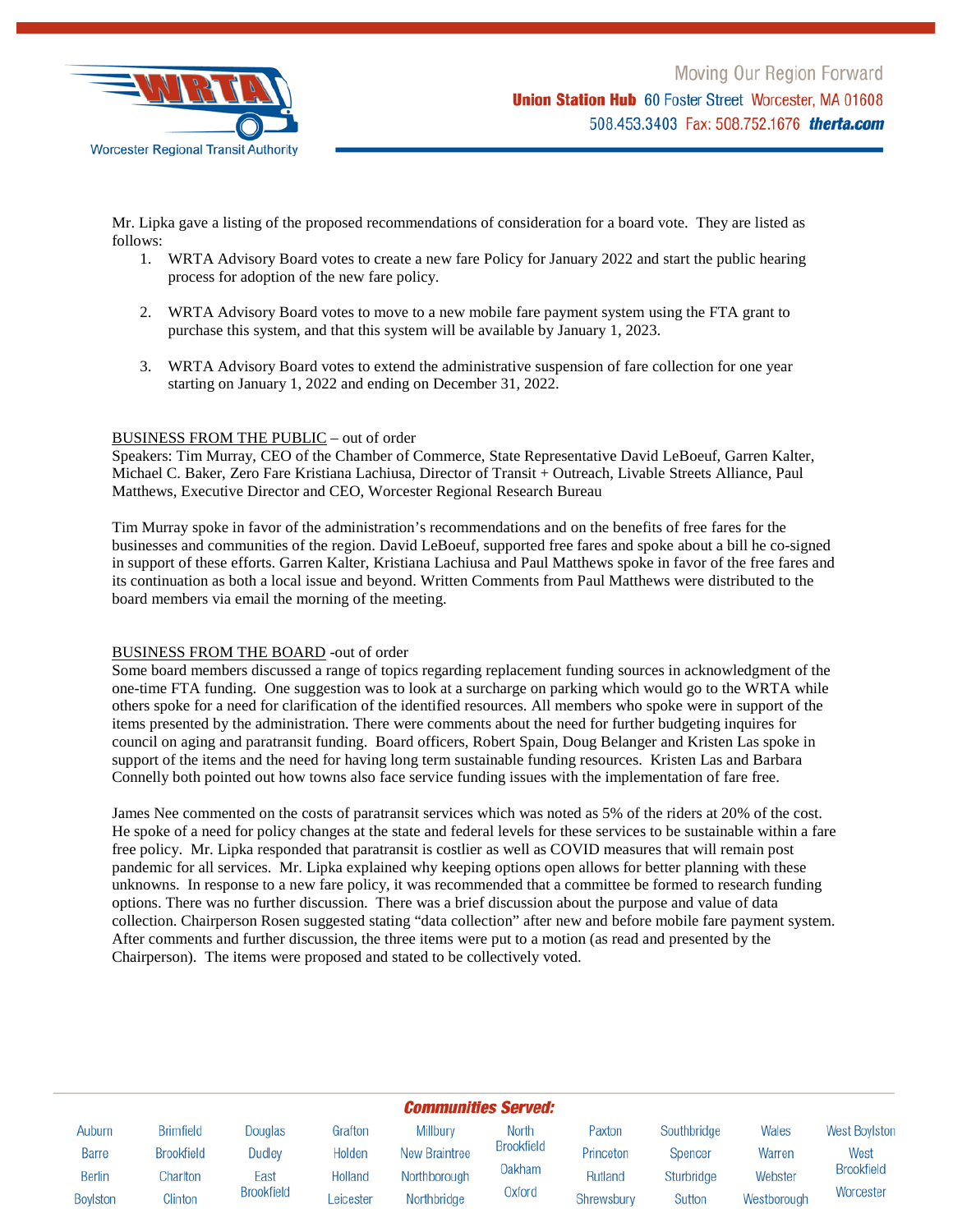Mr. Lipka gave a listing of the proposed recommendations of consideration for a board vote. They are listed as follows:

1. WRTA Advisory Board votes to create a new fare Policy for January 2022 and start the public hearing process for adoption of the new fare policy.

2. WRTA Advisory Board votes to move to a new mobile fare payment system using the FTA grant to purchase this system, and that this system will be available by January 1, 2023.

3. WRTA Advisory Board votes to extend the administrative suspension of fare collection for one year starting on January 1, 2022 and ending on December 31, 2022.

BUSINESS FROM THE PUBLIC – out of order
Speakers: Tim Murray, CEO of the Chamber of Commerce, State Representative David LeBoeuf, Garren Kalter, Michael C. Baker, Zero Fare Kristiana Lachiusa, Director of Transit + Outreach, Livable Streets Alliance, Paul Matthews, Executive Director and CEO, Worcester Regional Research Bureau

Tim Murray spoke in favor of the administration's recommendations and on the benefits of free fares for the businesses and communities of the region. David LeBoeuf, supported free fares and spoke about a bill he co-signed in support of these efforts. Garren Kalter, Kristiana Lachiusa and Paul Matthews spoke in favor of the free fares and its continuation as both a local issue and beyond. Written Comments from Paul Matthews were distributed to the board members via email the morning of the meeting.

BUSINESS FROM THE BOARD -out of order
Some board members discussed a range of topics regarding replacement funding sources in acknowledgment of the one-time FTA funding. One suggestion was to look at a surcharge on parking which would go to the WRTA while others spoke for a need for clarification of the identified resources. All members who spoke were in support of the items presented by the administration. There were comments about the need for further budgeting inquires for council on aging and paratransit funding. Board officers, Robert Spain, Doug Belanger and Kristen Las spoke in support of the items and the need for having long term sustainable funding resources. Kristen Las and Barbara Connelly both pointed out how towns also face service funding issues with the implementation of fare free.

James Nee commented on the costs of paratransit services which was noted as 5% of the riders at 20% of the cost. He spoke of a need for policy changes at the state and federal levels for these services to be sustainable within a fare free policy. Mr. Lipka responded that paratransit is costlier as well as COVID measures that will remain post pandemic for all services. Mr. Lipka explained why keeping options open allows for better planning with these unknowns. In response to a new fare policy, it was recommended that a committee be formed to research funding options. There was no further discussion. There was a brief discussion about the purpose and value of data collection. Chairperson Rosen suggested stating "data collection" after new and before mobile fare payment system. After comments and further discussion, the three items were put to a motion (as read and presented by the Chairperson). The items were proposed and stated to be collectively voted.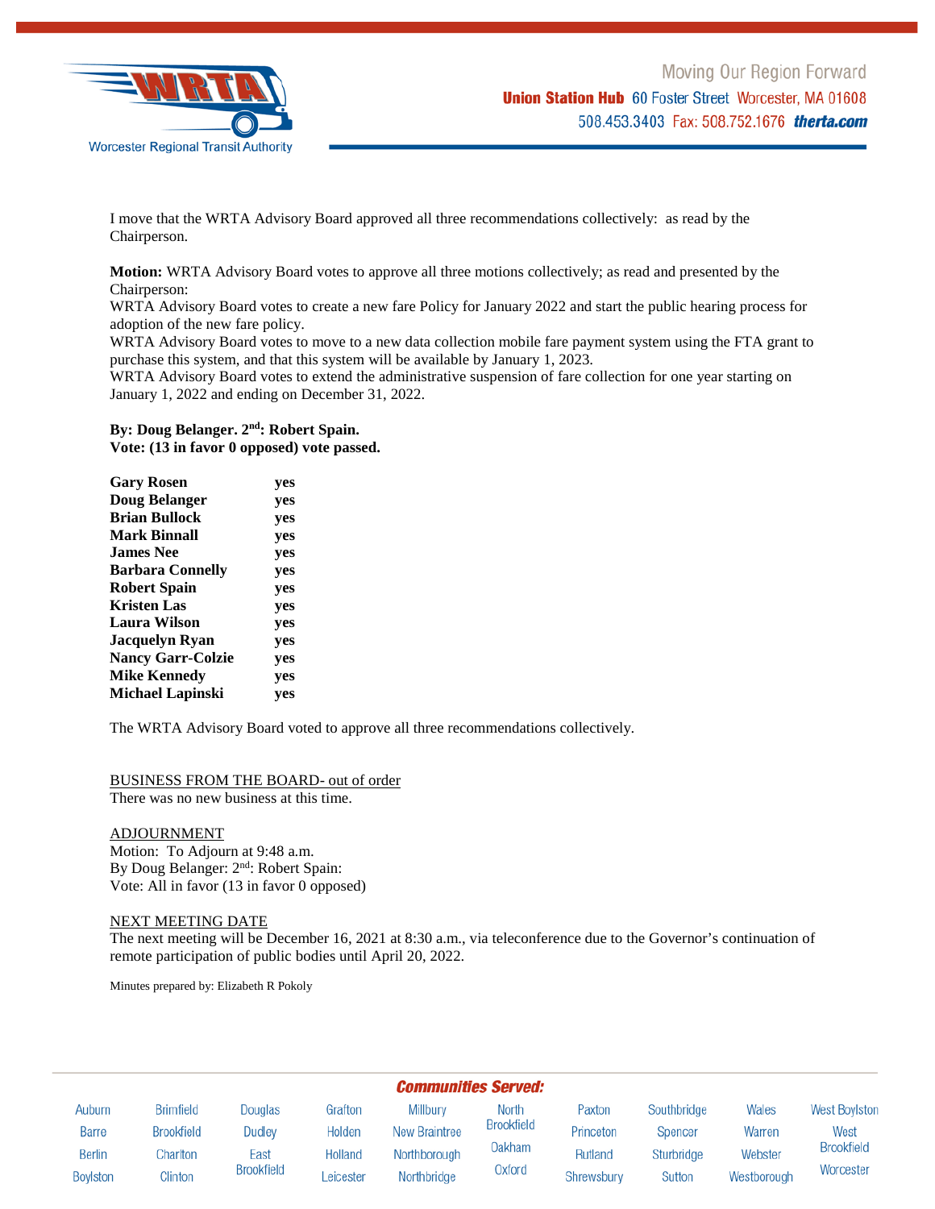I move that the WRTA Advisory Board approved all three recommendations collectively: as read by the Chairperson.

**Motion:** WRTA Advisory Board votes to approve all three motions collectively; as read and presented by the Chairperson:
WRTA Advisory Board votes to create a new fare Policy for January 2022 and start the public hearing process for adoption of the new fare policy.
WRTA Advisory Board votes to move to a new data collection mobile fare payment system using the FTA grant to purchase this system, and that this system will be available by January 1, 2023.
WRTA Advisory Board votes to extend the administrative suspension of fare collection for one year starting on January 1, 2022 and ending on December 31, 2022.

**By: Doug Belanger. 2nd: Robert Spain.**
**Vote: (13 in favor 0 opposed) vote passed.**

| | |
|---|---|
| **Gary Rosen** | **yes** |
| **Doug Belanger** | **yes** |
| **Brian Bullock** | **yes** |
| **Mark Binnall** | **yes** |
| **James Nee** | **yes** |
| **Barbara Connelly** | **yes** |
| **Robert Spain** | **yes** |
| **Kristen Las** | **yes** |
| **Laura Wilson** | **yes** |
| **Jacquelyn Ryan** | **yes** |
| **Nancy Garr-Colzie** | **yes** |
| **Mike Kennedy** | **yes** |
| **Michael Lapinski** | **yes** |

The WRTA Advisory Board voted to approve all three recommendations collectively.

BUSINESS FROM THE BOARD- out of order
There was no new business at this time.

ADJOURNMENT
Motion: To Adjourn at 9:48 a.m.
By Doug Belanger: 2nd: Robert Spain:
Vote: All in favor (13 in favor 0 opposed)

NEXT MEETING DATE
The next meeting will be December 16, 2021 at 8:30 a.m., via teleconference due to the Governor's continuation of remote participation of public bodies until April 20, 2022.

Minutes prepared by: Elizabeth R Pokoly